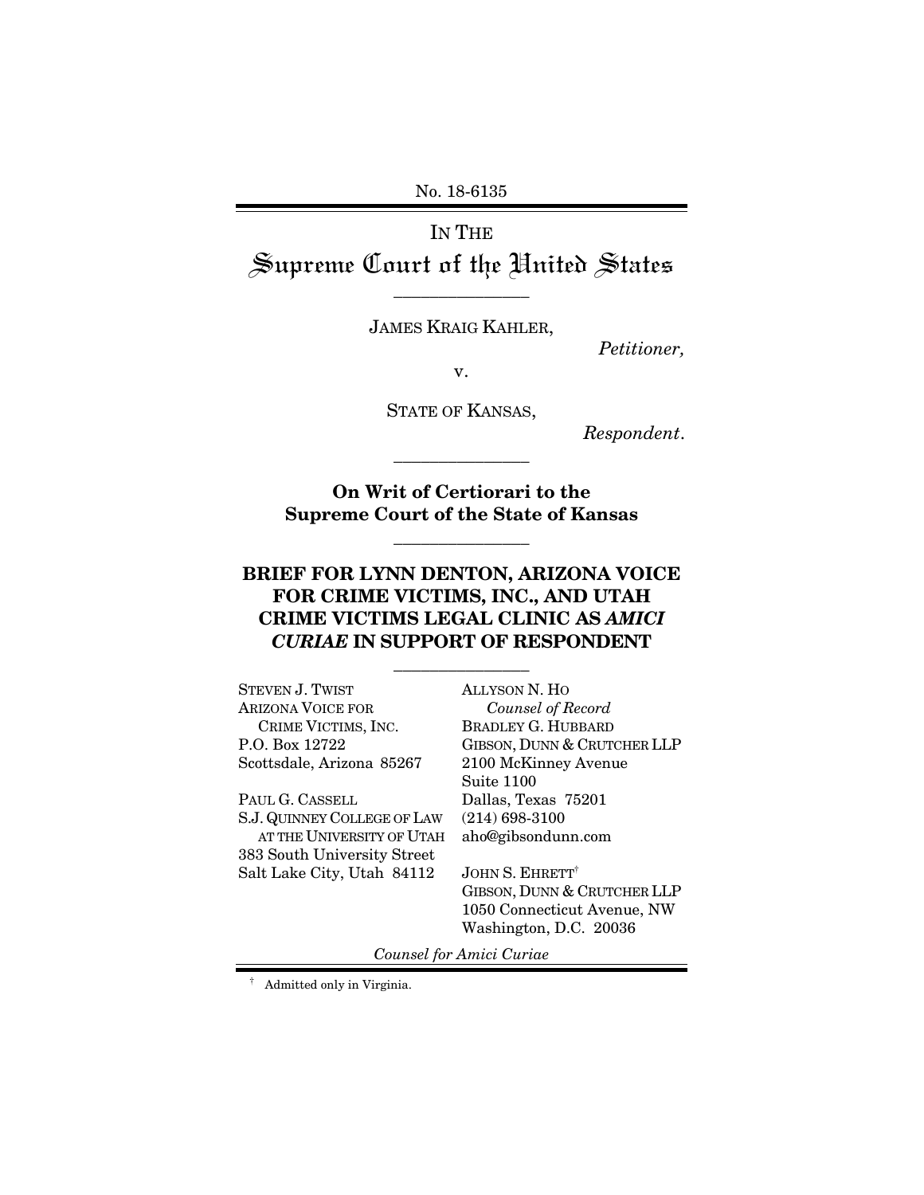No. 18-6135

# IN THE
# Supreme Court of the United States

---

JAMES KRAIG KAHLER,

*Petitioner,*

v.

STATE OF KANSAS,

*Respondent.*

---

**On Writ of Certiorari to the Supreme Court of the State of Kansas**

---

## BRIEF FOR LYNN DENTON, ARIZONA VOICE FOR CRIME VICTIMS, INC., AND UTAH CRIME VICTIMS LEGAL CLINIC AS *AMICI CURIAE* IN SUPPORT OF RESPONDENT

---

STEVEN J. TWIST
ARIZONA VOICE FOR CRIME VICTIMS, INC.
P.O. Box 12722
Scottsdale, Arizona 85267

PAUL G. CASSELL
S.J. QUINNEY COLLEGE OF LAW AT THE UNIVERSITY OF UTAH
383 South University Street
Salt Lake City, Utah 84112

ALLYSON N. HO
*Counsel of Record*
BRADLEY G. HUBBARD
GIBSON, DUNN & CRUTCHER LLP
2100 McKinney Avenue
Suite 1100
Dallas, Texas 75201
(214) 698-3100
aho@gibsondunn.com

JOHN S. EHRETT†
GIBSON, DUNN & CRUTCHER LLP
1050 Connecticut Avenue, NW
Washington, D.C. 20036

*Counsel for Amici Curiae*

† Admitted only in Virginia.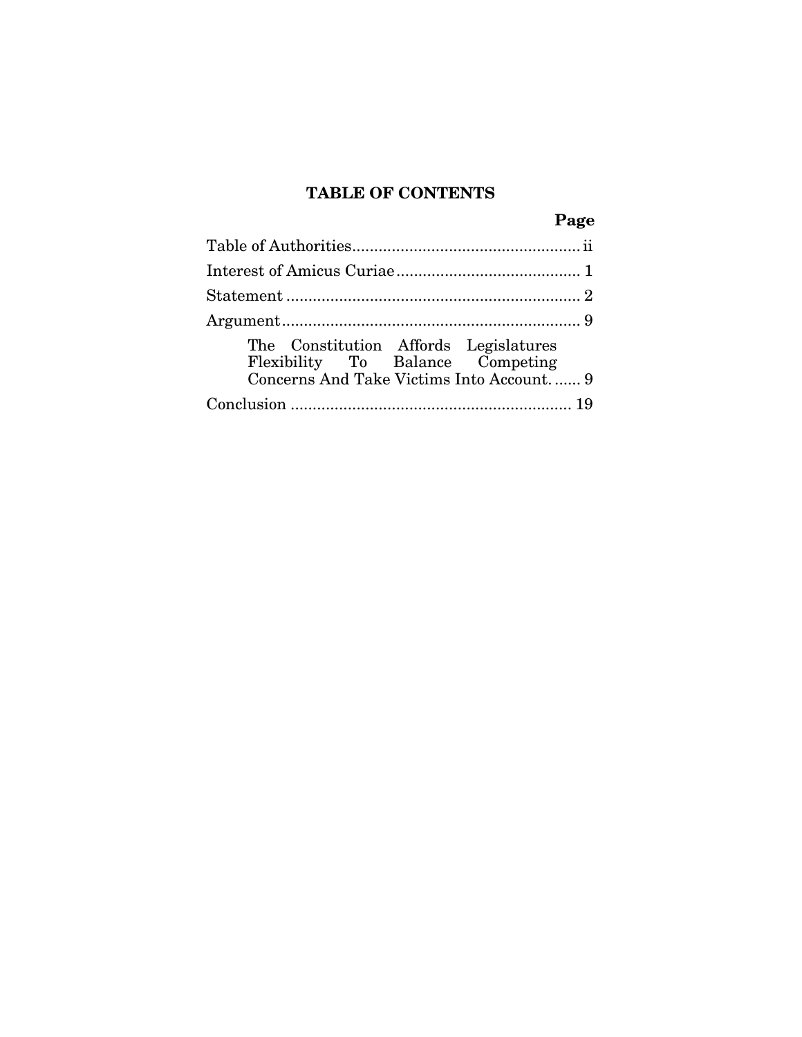# TABLE OF CONTENTS

| | Page |
|---|---|
| Table of Authorities | ii |
| Interest of Amicus Curiae | 1 |
| Statement | 2 |
| Argument | 9 |
| The Constitution Affords Legislatures Flexibility To Balance Competing Concerns And Take Victims Into Account. | 9 |
| Conclusion | 19 |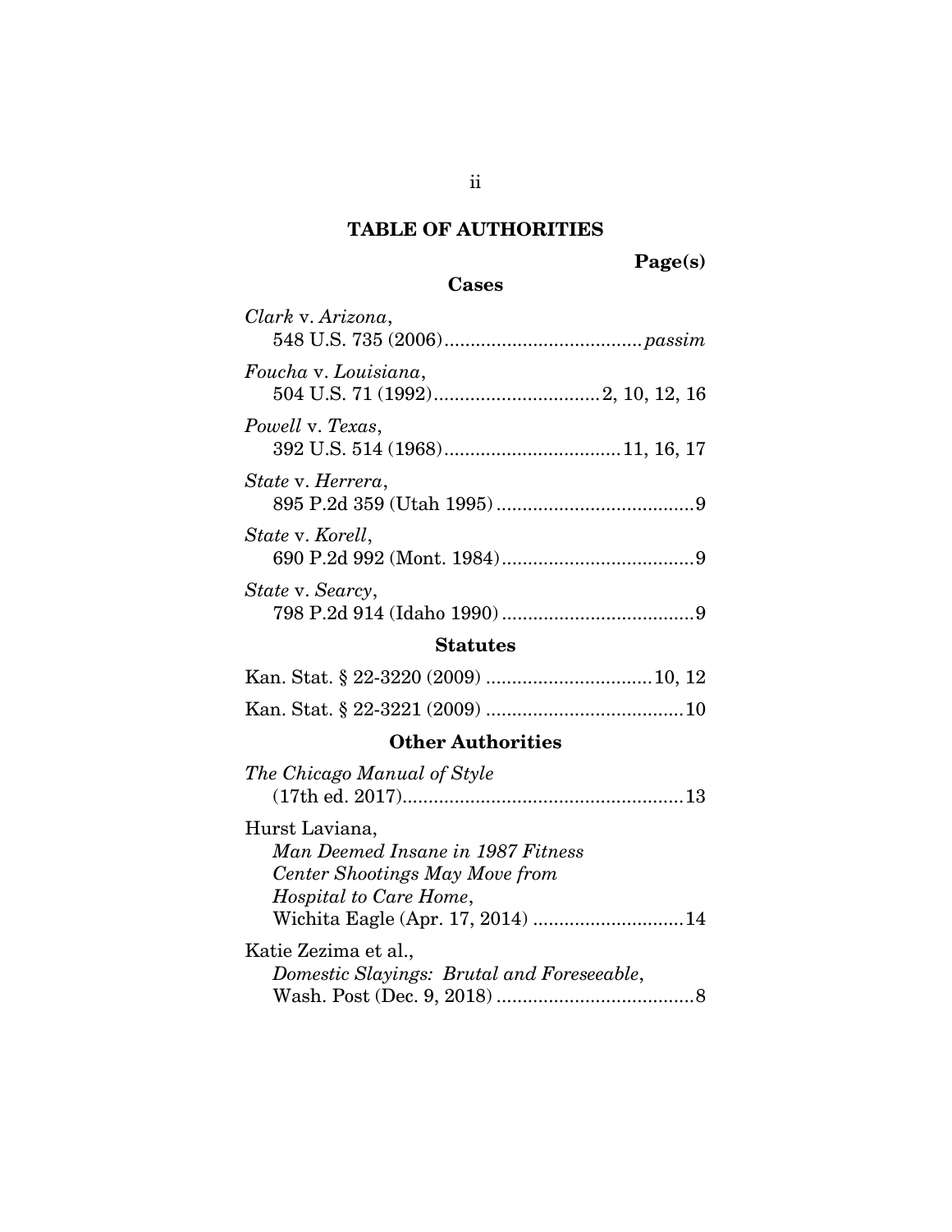# TABLE OF AUTHORITIES

**Page(s)**

## Cases

*Clark* v. *Arizona*, 548 U.S. 735 (2006) ........................................ *passim*

*Foucha* v. *Louisiana*, 504 U.S. 71 (1992) ................................ 2, 10, 12, 16

*Powell* v. *Texas*, 392 U.S. 514 (1968) .................................. 11, 16, 17

*State* v. *Herrera*, 895 P.2d 359 (Utah 1995) ...................................... 9

*State* v. *Korell*, 690 P.2d 992 (Mont. 1984) ..................................... 9

*State* v. *Searcy*, 798 P.2d 914 (Idaho 1990) ..................................... 9

## Statutes

Kan. Stat. § 22-3220 (2009) ................................ 10, 12

Kan. Stat. § 22-3221 (2009) ...................................... 10

## Other Authorities

*The Chicago Manual of Style* (17th ed. 2017) ...................................................... 13

Hurst Laviana, *Man Deemed Insane in 1987 Fitness Center Shootings May Move from Hospital to Care Home*, Wichita Eagle (Apr. 17, 2014) ............................. 14

Katie Zezima et al., *Domestic Slayings: Brutal and Foreseeable*, Wash. Post (Dec. 9, 2018) ...................................... 8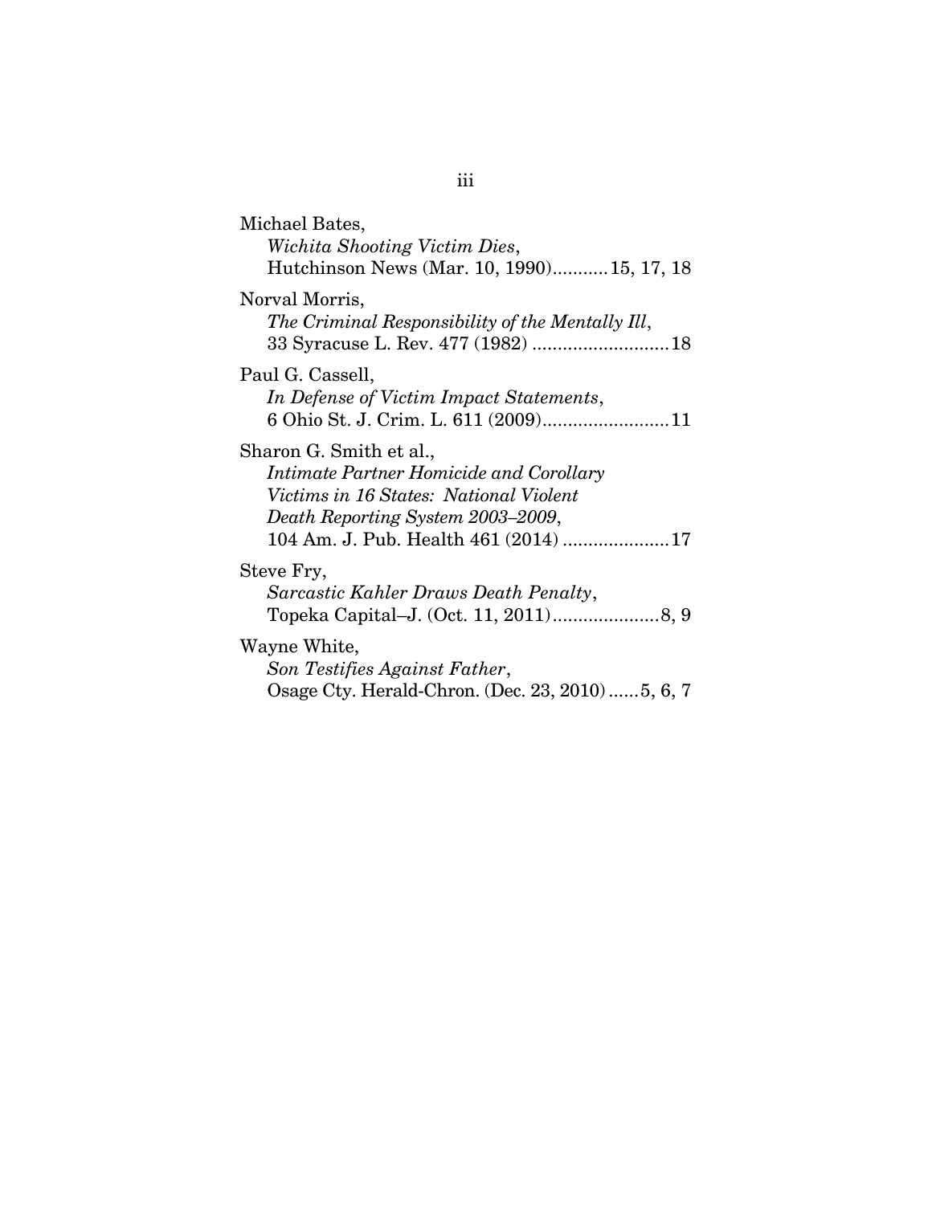Michael Bates,
*Wichita Shooting Victim Dies*,
Hutchinson News (Mar. 10, 1990)...........15, 17, 18

Norval Morris,
*The Criminal Responsibility of the Mentally Ill*,
33 Syracuse L. Rev. 477 (1982) ...........................18

Paul G. Cassell,
*In Defense of Victim Impact Statements*,
6 Ohio St. J. Crim. L. 611 (2009).........................11

Sharon G. Smith et al.,
*Intimate Partner Homicide and Corollary Victims in 16 States: National Violent Death Reporting System 2003–2009*,
104 Am. J. Pub. Health 461 (2014) .....................17

Steve Fry,
*Sarcastic Kahler Draws Death Penalty*,
Topeka Capital–J. (Oct. 11, 2011).....................8, 9

Wayne White,
*Son Testifies Against Father*,
Osage Cty. Herald-Chron. (Dec. 23, 2010)......5, 6, 7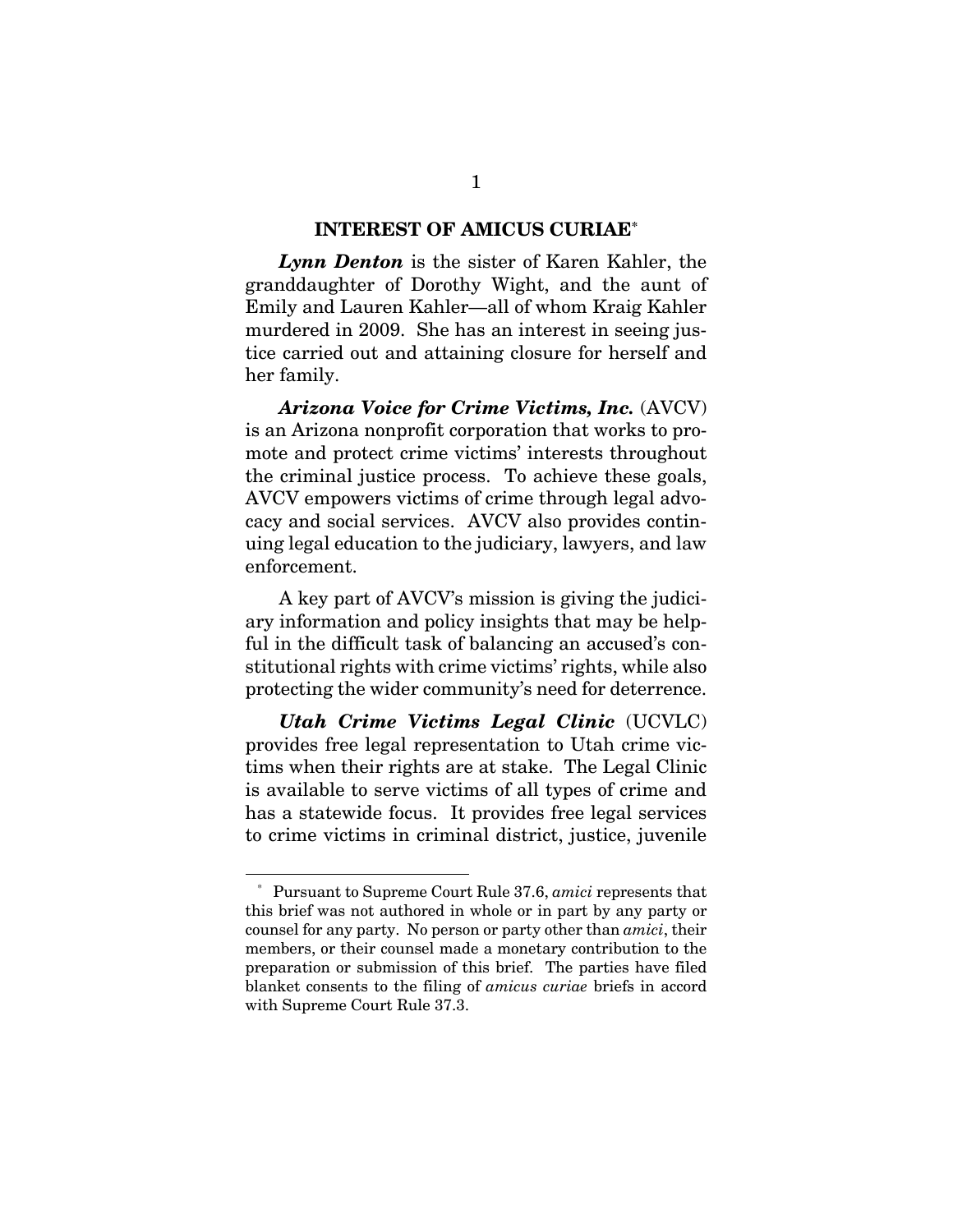## INTEREST OF AMICUS CURIAE*

***Lynn Denton*** is the sister of Karen Kahler, the granddaughter of Dorothy Wight, and the aunt of Emily and Lauren Kahler—all of whom Kraig Kahler murdered in 2009. She has an interest in seeing justice carried out and attaining closure for herself and her family.

***Arizona Voice for Crime Victims, Inc.*** (AVCV) is an Arizona nonprofit corporation that works to promote and protect crime victims' interests throughout the criminal justice process. To achieve these goals, AVCV empowers victims of crime through legal advocacy and social services. AVCV also provides continuing legal education to the judiciary, lawyers, and law enforcement.

A key part of AVCV's mission is giving the judiciary information and policy insights that may be helpful in the difficult task of balancing an accused's constitutional rights with crime victims' rights, while also protecting the wider community's need for deterrence.

***Utah Crime Victims Legal Clinic*** (UCVLC) provides free legal representation to Utah crime victims when their rights are at stake. The Legal Clinic is available to serve victims of all types of crime and has a statewide focus. It provides free legal services to crime victims in criminal district, justice, juvenile

---

\* Pursuant to Supreme Court Rule 37.6, *amici* represents that this brief was not authored in whole or in part by any party or counsel for any party. No person or party other than *amici*, their members, or their counsel made a monetary contribution to the preparation or submission of this brief. The parties have filed blanket consents to the filing of *amicus curiae* briefs in accord with Supreme Court Rule 37.3.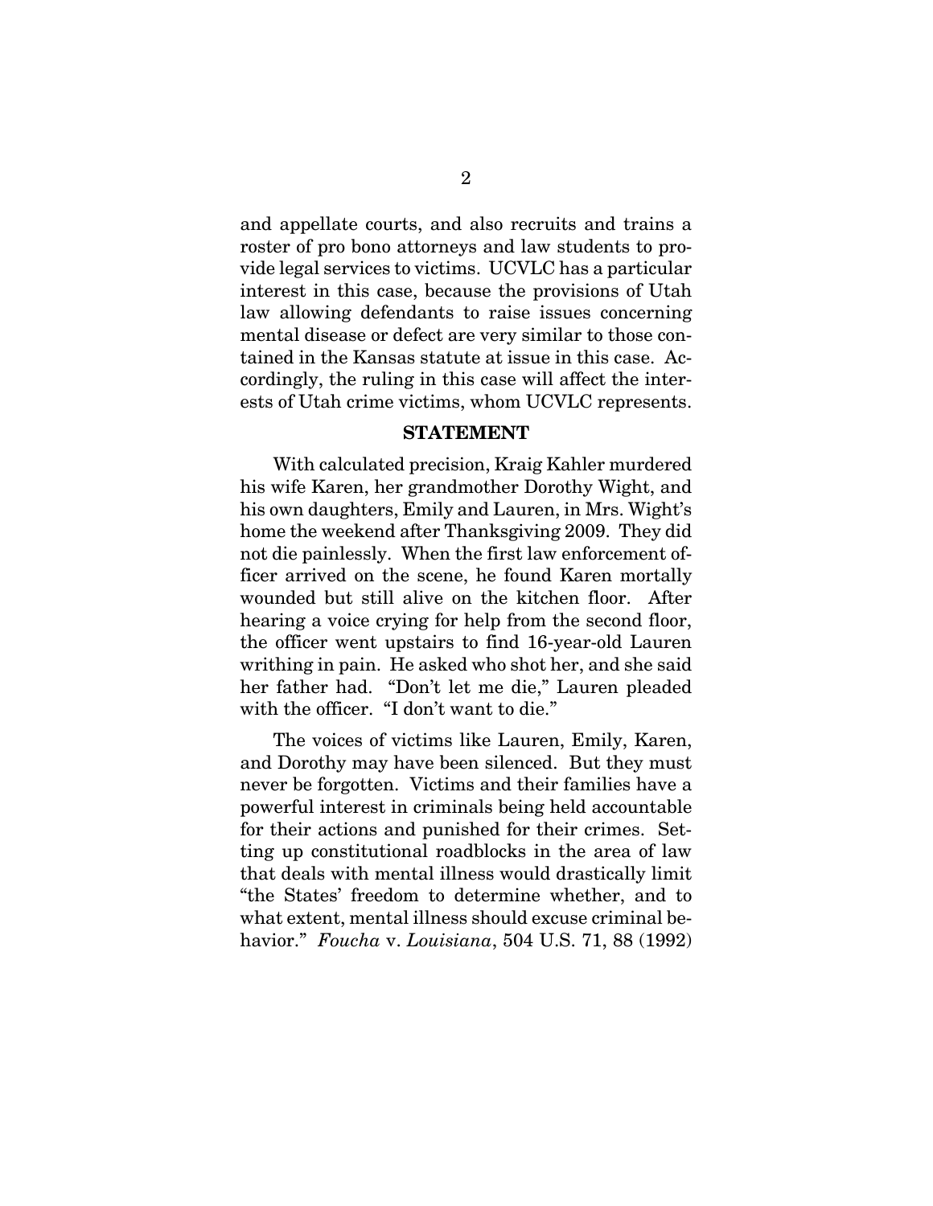and appellate courts, and also recruits and trains a roster of pro bono attorneys and law students to provide legal services to victims. UCVLC has a particular interest in this case, because the provisions of Utah law allowing defendants to raise issues concerning mental disease or defect are very similar to those contained in the Kansas statute at issue in this case. Accordingly, the ruling in this case will affect the interests of Utah crime victims, whom UCVLC represents.

## STATEMENT

With calculated precision, Kraig Kahler murdered his wife Karen, her grandmother Dorothy Wight, and his own daughters, Emily and Lauren, in Mrs. Wight's home the weekend after Thanksgiving 2009. They did not die painlessly. When the first law enforcement officer arrived on the scene, he found Karen mortally wounded but still alive on the kitchen floor. After hearing a voice crying for help from the second floor, the officer went upstairs to find 16-year-old Lauren writhing in pain. He asked who shot her, and she said her father had. "Don't let me die," Lauren pleaded with the officer. "I don't want to die."

The voices of victims like Lauren, Emily, Karen, and Dorothy may have been silenced. But they must never be forgotten. Victims and their families have a powerful interest in criminals being held accountable for their actions and punished for their crimes. Setting up constitutional roadblocks in the area of law that deals with mental illness would drastically limit "the States' freedom to determine whether, and to what extent, mental illness should excuse criminal behavior." *Foucha* v. *Louisiana*, 504 U.S. 71, 88 (1992)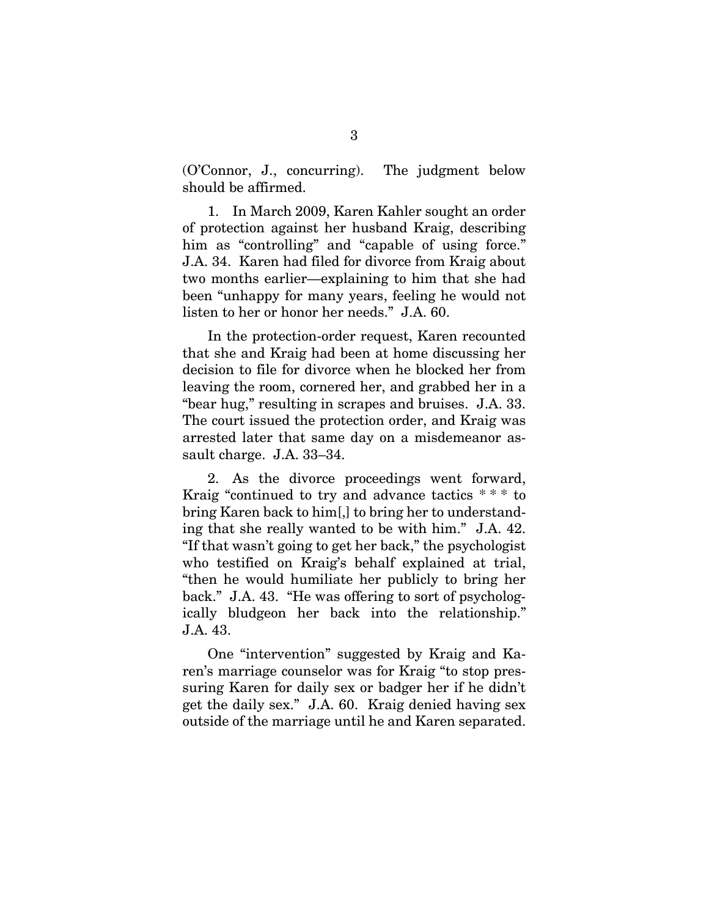(O'Connor, J., concurring). The judgment below should be affirmed.

1. In March 2009, Karen Kahler sought an order of protection against her husband Kraig, describing him as "controlling" and "capable of using force." J.A. 34. Karen had filed for divorce from Kraig about two months earlier—explaining to him that she had been "unhappy for many years, feeling he would not listen to her or honor her needs." J.A. 60.

In the protection-order request, Karen recounted that she and Kraig had been at home discussing her decision to file for divorce when he blocked her from leaving the room, cornered her, and grabbed her in a "bear hug," resulting in scrapes and bruises. J.A. 33. The court issued the protection order, and Kraig was arrested later that same day on a misdemeanor assault charge. J.A. 33–34.

2. As the divorce proceedings went forward, Kraig "continued to try and advance tactics * * * to bring Karen back to him[,] to bring her to understanding that she really wanted to be with him." J.A. 42. "If that wasn't going to get her back," the psychologist who testified on Kraig's behalf explained at trial, "then he would humiliate her publicly to bring her back." J.A. 43. "He was offering to sort of psychologically bludgeon her back into the relationship." J.A. 43.

One "intervention" suggested by Kraig and Karen's marriage counselor was for Kraig "to stop pressuring Karen for daily sex or badger her if he didn't get the daily sex." J.A. 60. Kraig denied having sex outside of the marriage until he and Karen separated.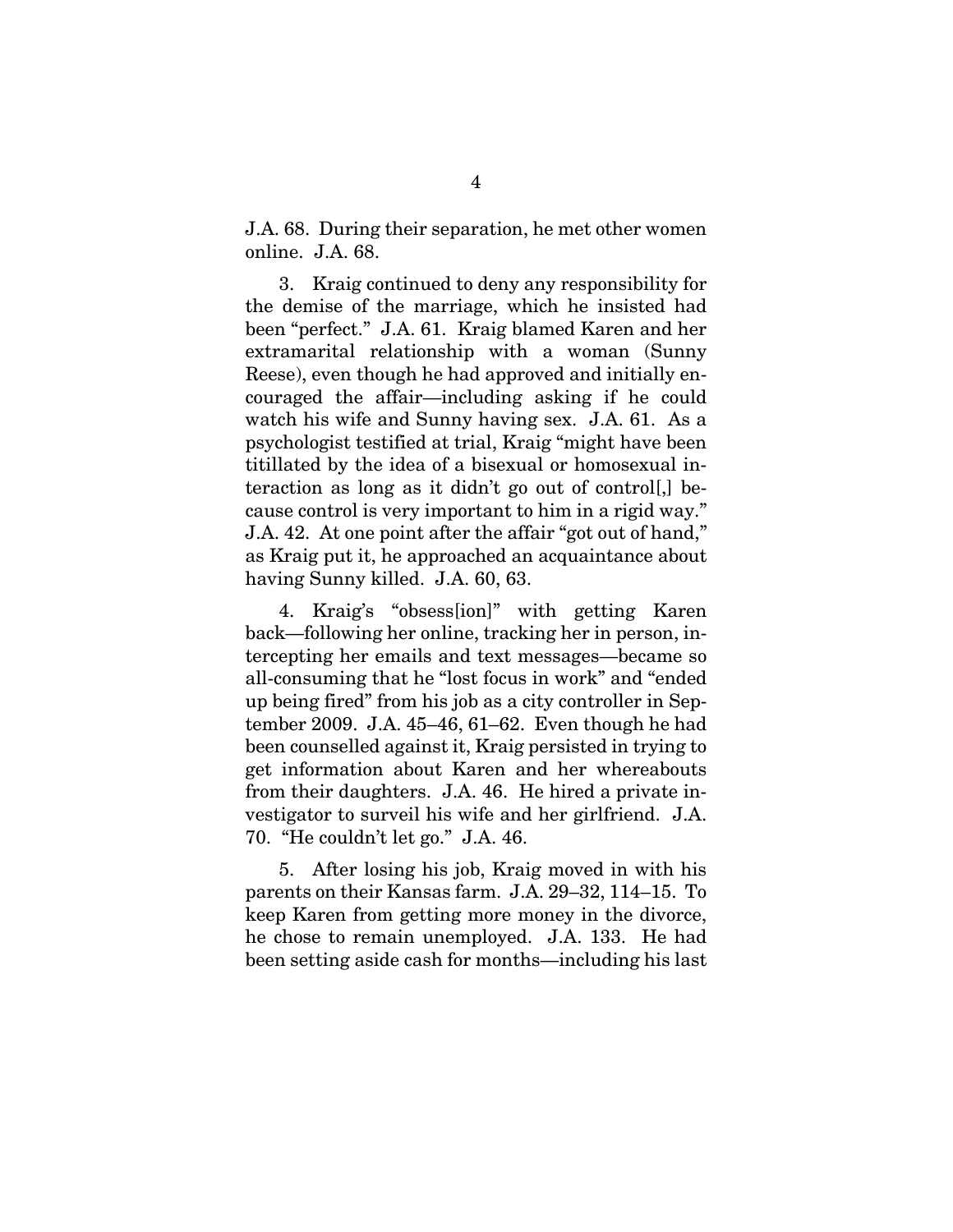J.A. 68. During their separation, he met other women online. J.A. 68.

3. Kraig continued to deny any responsibility for the demise of the marriage, which he insisted had been "perfect." J.A. 61. Kraig blamed Karen and her extramarital relationship with a woman (Sunny Reese), even though he had approved and initially encouraged the affair—including asking if he could watch his wife and Sunny having sex. J.A. 61. As a psychologist testified at trial, Kraig "might have been titillated by the idea of a bisexual or homosexual interaction as long as it didn't go out of control[,] because control is very important to him in a rigid way." J.A. 42. At one point after the affair "got out of hand," as Kraig put it, he approached an acquaintance about having Sunny killed. J.A. 60, 63.

4. Kraig's "obsess[ion]" with getting Karen back—following her online, tracking her in person, intercepting her emails and text messages—became so all-consuming that he "lost focus in work" and "ended up being fired" from his job as a city controller in September 2009. J.A. 45–46, 61–62. Even though he had been counselled against it, Kraig persisted in trying to get information about Karen and her whereabouts from their daughters. J.A. 46. He hired a private investigator to surveil his wife and her girlfriend. J.A. 70. "He couldn't let go." J.A. 46.

5. After losing his job, Kraig moved in with his parents on their Kansas farm. J.A. 29–32, 114–15. To keep Karen from getting more money in the divorce, he chose to remain unemployed. J.A. 133. He had been setting aside cash for months—including his last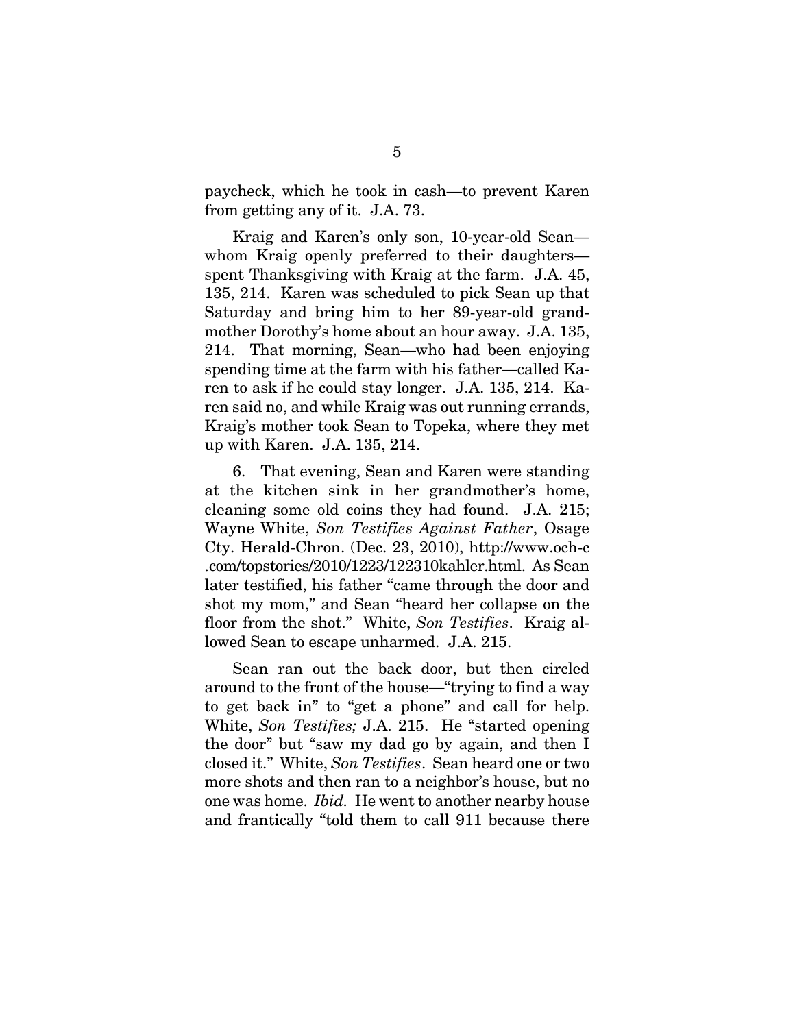paycheck, which he took in cash—to prevent Karen from getting any of it. J.A. 73.

Kraig and Karen's only son, 10-year-old Sean—whom Kraig openly preferred to their daughters—spent Thanksgiving with Kraig at the farm. J.A. 45, 135, 214. Karen was scheduled to pick Sean up that Saturday and bring him to her 89-year-old grandmother Dorothy's home about an hour away. J.A. 135, 214. That morning, Sean—who had been enjoying spending time at the farm with his father—called Karen to ask if he could stay longer. J.A. 135, 214. Karen said no, and while Kraig was out running errands, Kraig's mother took Sean to Topeka, where they met up with Karen. J.A. 135, 214.

6. That evening, Sean and Karen were standing at the kitchen sink in her grandmother's home, cleaning some old coins they had found. J.A. 215; Wayne White, *Son Testifies Against Father*, Osage Cty. Herald-Chron. (Dec. 23, 2010), http://www.och-c.com/topstories/2010/1223/122310kahler.html. As Sean later testified, his father "came through the door and shot my mom," and Sean "heard her collapse on the floor from the shot." White, *Son Testifies*. Kraig allowed Sean to escape unharmed. J.A. 215.

Sean ran out the back door, but then circled around to the front of the house—"trying to find a way to get back in" to "get a phone" and call for help. White, *Son Testifies;* J.A. 215. He "started opening the door" but "saw my dad go by again, and then I closed it." White, *Son Testifies*. Sean heard one or two more shots and then ran to a neighbor's house, but no one was home. *Ibid.* He went to another nearby house and frantically "told them to call 911 because there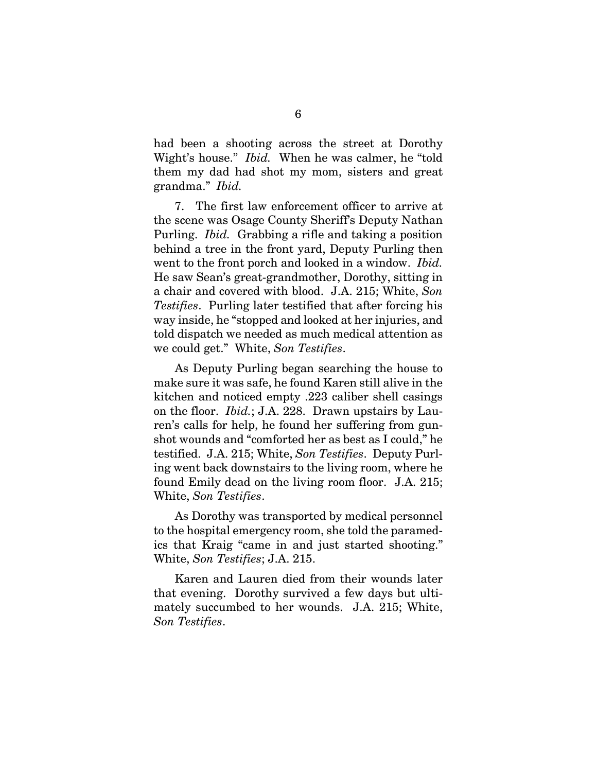had been a shooting across the street at Dorothy Wight's house." *Ibid.* When he was calmer, he "told them my dad had shot my mom, sisters and great grandma." *Ibid.*

7. The first law enforcement officer to arrive at the scene was Osage County Sheriff's Deputy Nathan Purling. *Ibid.* Grabbing a rifle and taking a position behind a tree in the front yard, Deputy Purling then went to the front porch and looked in a window. *Ibid.* He saw Sean's great-grandmother, Dorothy, sitting in a chair and covered with blood. J.A. 215; White, *Son Testifies*. Purling later testified that after forcing his way inside, he "stopped and looked at her injuries, and told dispatch we needed as much medical attention as we could get." White, *Son Testifies*.

As Deputy Purling began searching the house to make sure it was safe, he found Karen still alive in the kitchen and noticed empty .223 caliber shell casings on the floor. *Ibid.*; J.A. 228. Drawn upstairs by Lauren's calls for help, he found her suffering from gunshot wounds and "comforted her as best as I could," he testified. J.A. 215; White, *Son Testifies*. Deputy Purling went back downstairs to the living room, where he found Emily dead on the living room floor. J.A. 215; White, *Son Testifies*.

As Dorothy was transported by medical personnel to the hospital emergency room, she told the paramedics that Kraig "came in and just started shooting." White, *Son Testifies*; J.A. 215.

Karen and Lauren died from their wounds later that evening. Dorothy survived a few days but ultimately succumbed to her wounds. J.A. 215; White, *Son Testifies*.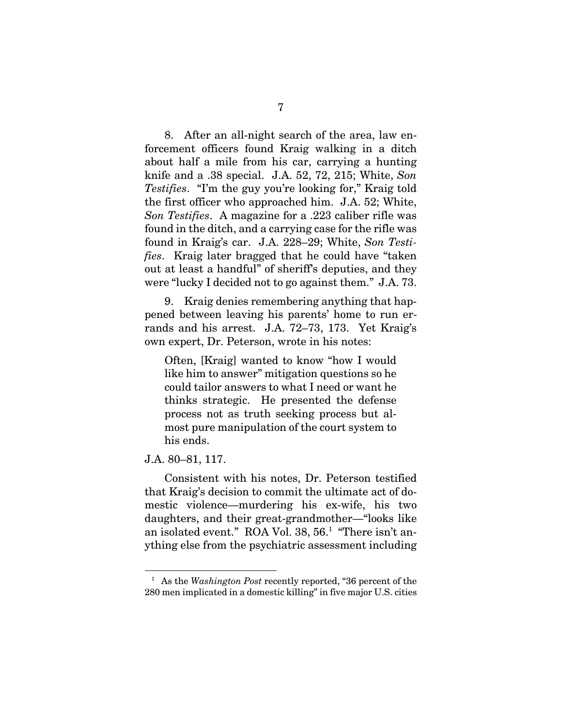8. After an all-night search of the area, law enforcement officers found Kraig walking in a ditch about half a mile from his car, carrying a hunting knife and a .38 special. J.A. 52, 72, 215; White, *Son Testifies*. "I'm the guy you're looking for," Kraig told the first officer who approached him. J.A. 52; White, *Son Testifies*. A magazine for a .223 caliber rifle was found in the ditch, and a carrying case for the rifle was found in Kraig's car. J.A. 228–29; White, *Son Testifies*. Kraig later bragged that he could have "taken out at least a handful" of sheriff's deputies, and they were "lucky I decided not to go against them." J.A. 73.

9. Kraig denies remembering anything that happened between leaving his parents' home to run errands and his arrest. J.A. 72–73, 173. Yet Kraig's own expert, Dr. Peterson, wrote in his notes:

> Often, [Kraig] wanted to know "how I would like him to answer" mitigation questions so he could tailor answers to what I need or want he thinks strategic. He presented the defense process not as truth seeking process but almost pure manipulation of the court system to his ends.

J.A. 80–81, 117.

Consistent with his notes, Dr. Peterson testified that Kraig's decision to commit the ultimate act of domestic violence—murdering his ex-wife, his two daughters, and their great-grandmother—"looks like an isolated event." ROA Vol. 38, 56.[1] "There isn't anything else from the psychiatric assessment including

[1] As the *Washington Post* recently reported, "36 percent of the 280 men implicated in a domestic killing" in five major U.S. cities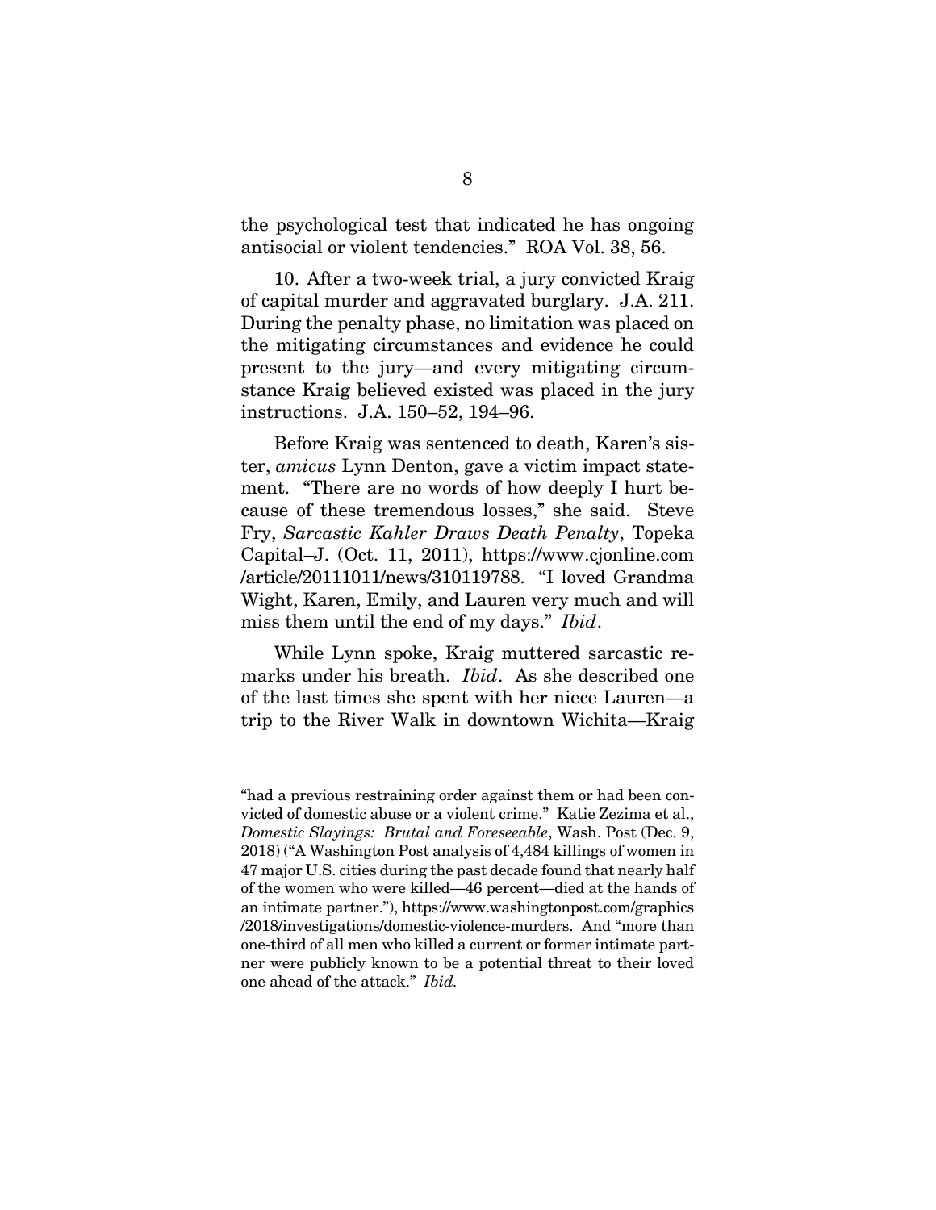the psychological test that indicated he has ongoing antisocial or violent tendencies." ROA Vol. 38, 56.

10. After a two-week trial, a jury convicted Kraig of capital murder and aggravated burglary. J.A. 211. During the penalty phase, no limitation was placed on the mitigating circumstances and evidence he could present to the jury—and every mitigating circumstance Kraig believed existed was placed in the jury instructions. J.A. 150–52, 194–96.

Before Kraig was sentenced to death, Karen's sister, *amicus* Lynn Denton, gave a victim impact statement. "There are no words of how deeply I hurt because of these tremendous losses," she said. Steve Fry, *Sarcastic Kahler Draws Death Penalty*, Topeka Capital–J. (Oct. 11, 2011), https://www.cjonline.com/article/20111011/news/310119788. "I loved Grandma Wight, Karen, Emily, and Lauren very much and will miss them until the end of my days." *Ibid*.

While Lynn spoke, Kraig muttered sarcastic remarks under his breath. *Ibid*. As she described one of the last times she spent with her niece Lauren—a trip to the River Walk in downtown Wichita—Kraig

---

"had a previous restraining order against them or had been convicted of domestic abuse or a violent crime." Katie Zezima et al., *Domestic Slayings: Brutal and Foreseeable*, Wash. Post (Dec. 9, 2018) ("A Washington Post analysis of 4,484 killings of women in 47 major U.S. cities during the past decade found that nearly half of the women who were killed—46 percent—died at the hands of an intimate partner."), https://www.washingtonpost.com/graphics/2018/investigations/domestic-violence-murders. And "more than one-third of all men who killed a current or former intimate partner were publicly known to be a potential threat to their loved one ahead of the attack." *Ibid.*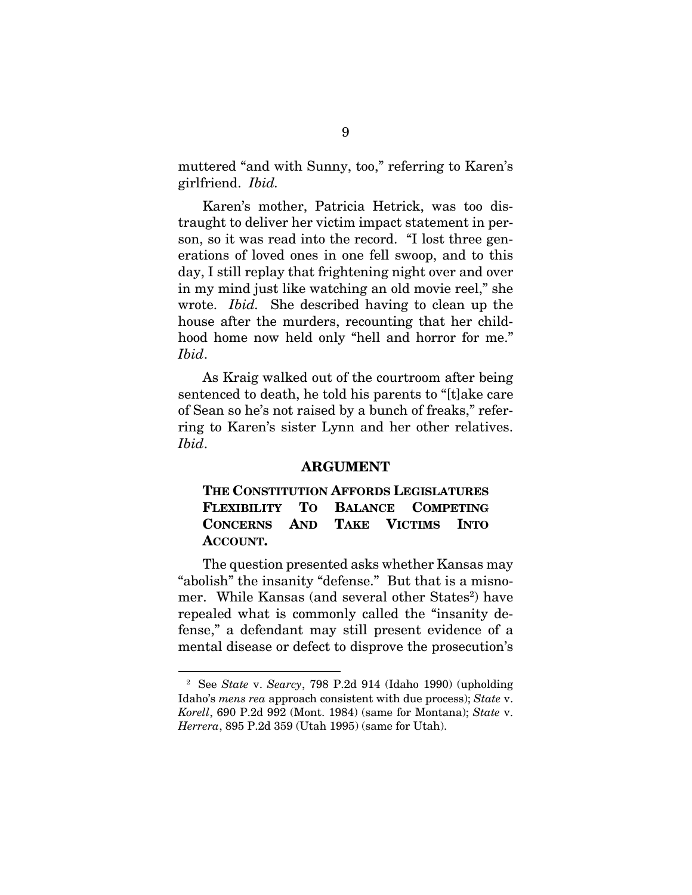muttered "and with Sunny, too," referring to Karen's girlfriend. *Ibid.*

Karen's mother, Patricia Hetrick, was too distraught to deliver her victim impact statement in person, so it was read into the record. "I lost three generations of loved ones in one fell swoop, and to this day, I still replay that frightening night over and over in my mind just like watching an old movie reel," she wrote. *Ibid.* She described having to clean up the house after the murders, recounting that her childhood home now held only "hell and horror for me." *Ibid*.

As Kraig walked out of the courtroom after being sentenced to death, he told his parents to "[t]ake care of Sean so he's not raised by a bunch of freaks," referring to Karen's sister Lynn and her other relatives. *Ibid*.

## ARGUMENT

### THE CONSTITUTION AFFORDS LEGISLATURES FLEXIBILITY TO BALANCE COMPETING CONCERNS AND TAKE VICTIMS INTO ACCOUNT.

The question presented asks whether Kansas may "abolish" the insanity "defense." But that is a misnomer. While Kansas (and several other States[2]) have repealed what is commonly called the "insanity defense," a defendant may still present evidence of a mental disease or defect to disprove the prosecution's

---

[2] See *State* v. *Searcy*, 798 P.2d 914 (Idaho 1990) (upholding Idaho's *mens rea* approach consistent with due process); *State* v. *Korell*, 690 P.2d 992 (Mont. 1984) (same for Montana); *State* v. *Herrera*, 895 P.2d 359 (Utah 1995) (same for Utah).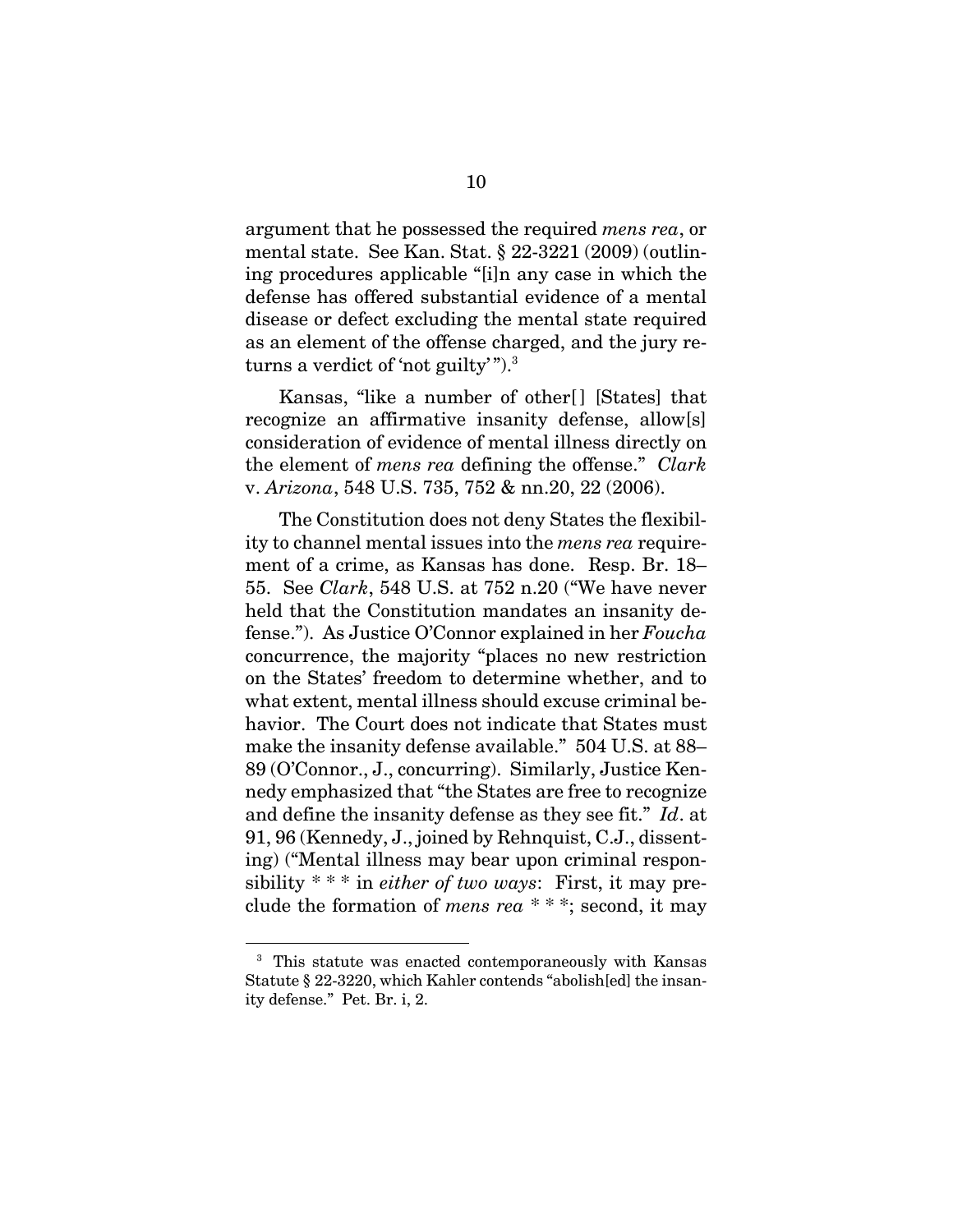argument that he possessed the required *mens rea*, or mental state. See Kan. Stat. § 22-3221 (2009) (outlining procedures applicable "[i]n any case in which the defense has offered substantial evidence of a mental disease or defect excluding the mental state required as an element of the offense charged, and the jury returns a verdict of 'not guilty' ").[3]

Kansas, "like a number of other[ ] [States] that recognize an affirmative insanity defense, allow[s] consideration of evidence of mental illness directly on the element of *mens rea* defining the offense." *Clark* v. *Arizona*, 548 U.S. 735, 752 & nn.20, 22 (2006).

The Constitution does not deny States the flexibility to channel mental issues into the *mens rea* requirement of a crime, as Kansas has done. Resp. Br. 18–55. See *Clark*, 548 U.S. at 752 n.20 ("We have never held that the Constitution mandates an insanity defense."). As Justice O'Connor explained in her *Foucha* concurrence, the majority "places no new restriction on the States' freedom to determine whether, and to what extent, mental illness should excuse criminal behavior. The Court does not indicate that States must make the insanity defense available." 504 U.S. at 88–89 (O'Connor., J., concurring). Similarly, Justice Kennedy emphasized that "the States are free to recognize and define the insanity defense as they see fit." *Id*. at 91, 96 (Kennedy, J., joined by Rehnquist, C.J., dissenting) ("Mental illness may bear upon criminal responsibility * * * in *either of two ways*: First, it may preclude the formation of *mens rea* * * *; second, it may

---

[3] This statute was enacted contemporaneously with Kansas Statute § 22-3220, which Kahler contends "abolish[ed] the insanity defense." Pet. Br. i, 2.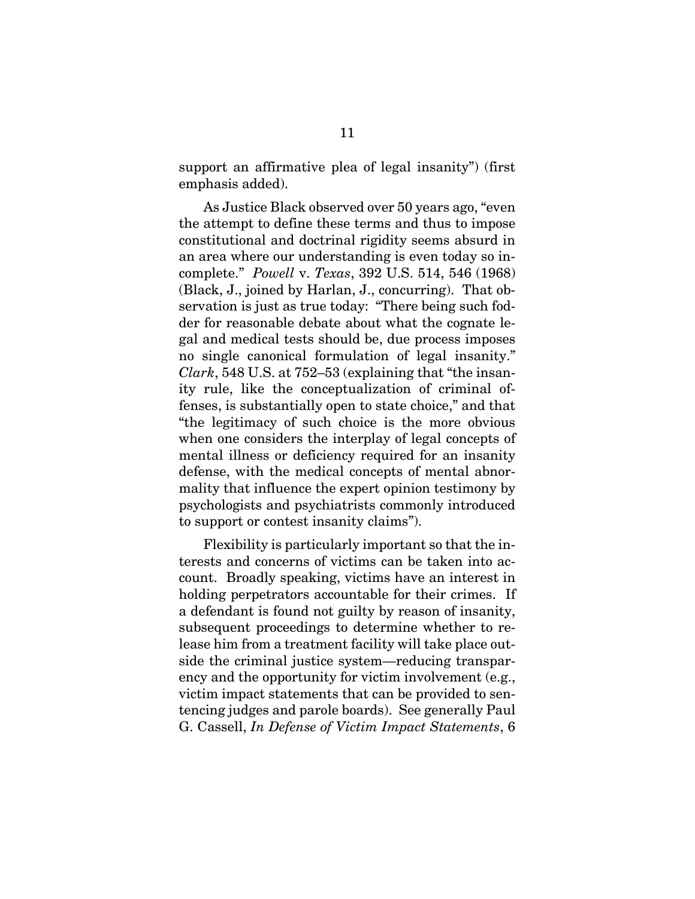support an affirmative plea of legal insanity") (first emphasis added).

As Justice Black observed over 50 years ago, "even the attempt to define these terms and thus to impose constitutional and doctrinal rigidity seems absurd in an area where our understanding is even today so incomplete." *Powell* v. *Texas*, 392 U.S. 514, 546 (1968) (Black, J., joined by Harlan, J., concurring). That observation is just as true today: "There being such fodder for reasonable debate about what the cognate legal and medical tests should be, due process imposes no single canonical formulation of legal insanity." *Clark*, 548 U.S. at 752–53 (explaining that "the insanity rule, like the conceptualization of criminal offenses, is substantially open to state choice," and that "the legitimacy of such choice is the more obvious when one considers the interplay of legal concepts of mental illness or deficiency required for an insanity defense, with the medical concepts of mental abnormality that influence the expert opinion testimony by psychologists and psychiatrists commonly introduced to support or contest insanity claims").

Flexibility is particularly important so that the interests and concerns of victims can be taken into account. Broadly speaking, victims have an interest in holding perpetrators accountable for their crimes. If a defendant is found not guilty by reason of insanity, subsequent proceedings to determine whether to release him from a treatment facility will take place outside the criminal justice system—reducing transparency and the opportunity for victim involvement (e.g., victim impact statements that can be provided to sentencing judges and parole boards). See generally Paul G. Cassell, *In Defense of Victim Impact Statements*, 6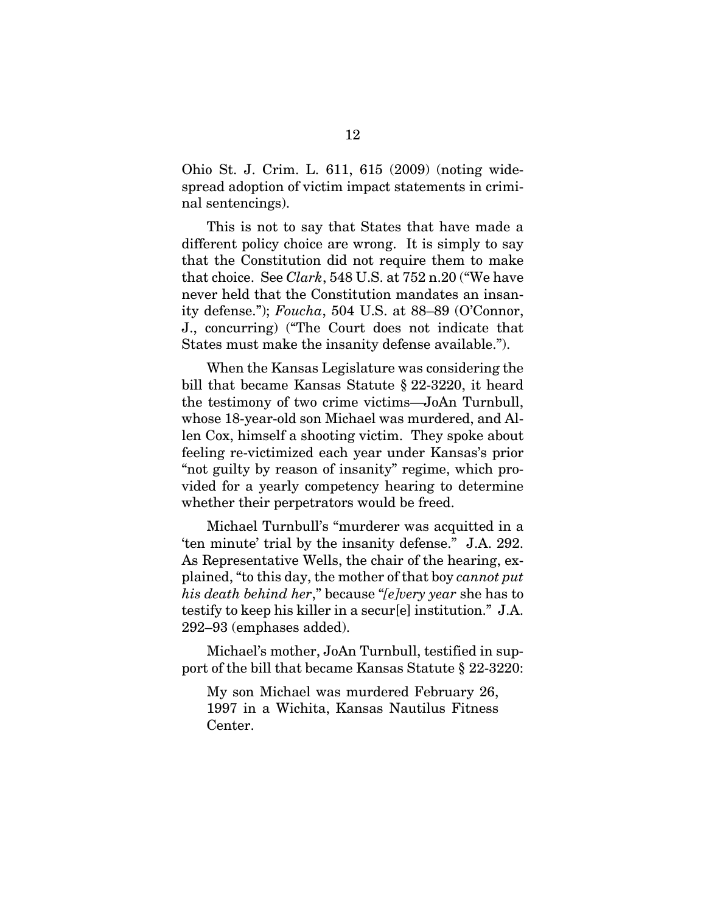Ohio St. J. Crim. L. 611, 615 (2009) (noting widespread adoption of victim impact statements in criminal sentencings).

This is not to say that States that have made a different policy choice are wrong. It is simply to say that the Constitution did not require them to make that choice. See *Clark*, 548 U.S. at 752 n.20 ("We have never held that the Constitution mandates an insanity defense."); *Foucha*, 504 U.S. at 88–89 (O'Connor, J., concurring) ("The Court does not indicate that States must make the insanity defense available.").

When the Kansas Legislature was considering the bill that became Kansas Statute § 22-3220, it heard the testimony of two crime victims—JoAn Turnbull, whose 18-year-old son Michael was murdered, and Allen Cox, himself a shooting victim. They spoke about feeling re-victimized each year under Kansas's prior "not guilty by reason of insanity" regime, which provided for a yearly competency hearing to determine whether their perpetrators would be freed.

Michael Turnbull's "murderer was acquitted in a 'ten minute' trial by the insanity defense." J.A. 292. As Representative Wells, the chair of the hearing, explained, "to this day, the mother of that boy *cannot put his death behind her*," because "*[e]very year* she has to testify to keep his killer in a secur[e] institution." J.A. 292–93 (emphases added).

Michael's mother, JoAn Turnbull, testified in support of the bill that became Kansas Statute § 22-3220:

> My son Michael was murdered February 26, 1997 in a Wichita, Kansas Nautilus Fitness Center.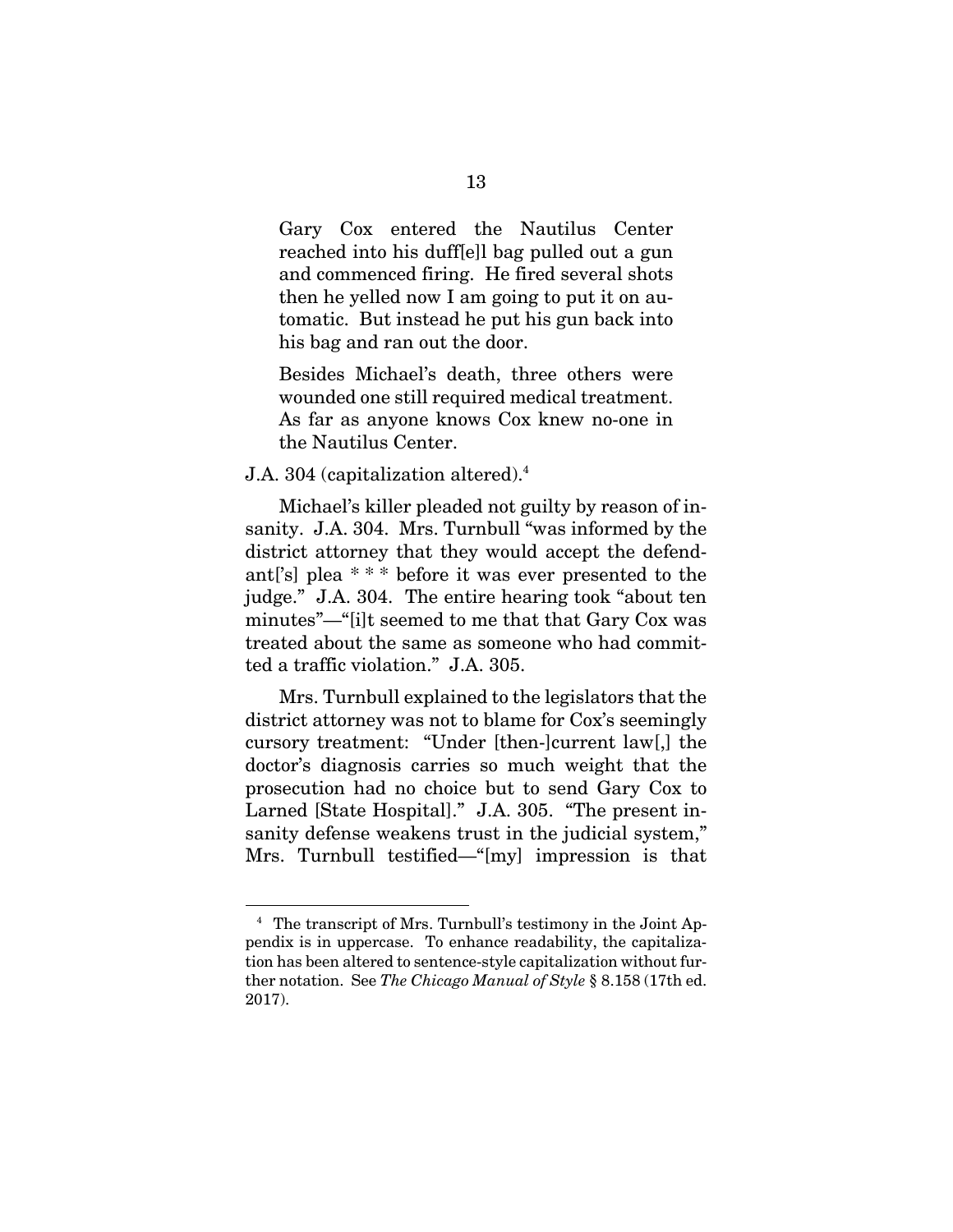> Gary Cox entered the Nautilus Center reached into his duff[e]l bag pulled out a gun and commenced firing. He fired several shots then he yelled now I am going to put it on automatic. But instead he put his gun back into his bag and ran out the door.
>
> Besides Michael's death, three others were wounded one still required medical treatment. As far as anyone knows Cox knew no-one in the Nautilus Center.

J.A. 304 (capitalization altered).[4]

Michael's killer pleaded not guilty by reason of insanity. J.A. 304. Mrs. Turnbull "was informed by the district attorney that they would accept the defendant['s] plea * * * before it was ever presented to the judge." J.A. 304. The entire hearing took "about ten minutes"—"[i]t seemed to me that that Gary Cox was treated about the same as someone who had committed a traffic violation." J.A. 305.

Mrs. Turnbull explained to the legislators that the district attorney was not to blame for Cox's seemingly cursory treatment: "Under [then-]current law[,] the doctor's diagnosis carries so much weight that the prosecution had no choice but to send Gary Cox to Larned [State Hospital]." J.A. 305. "The present insanity defense weakens trust in the judicial system," Mrs. Turnbull testified—"[my] impression is that

---

[4] The transcript of Mrs. Turnbull's testimony in the Joint Appendix is in uppercase. To enhance readability, the capitalization has been altered to sentence-style capitalization without further notation. See *The Chicago Manual of Style* § 8.158 (17th ed. 2017).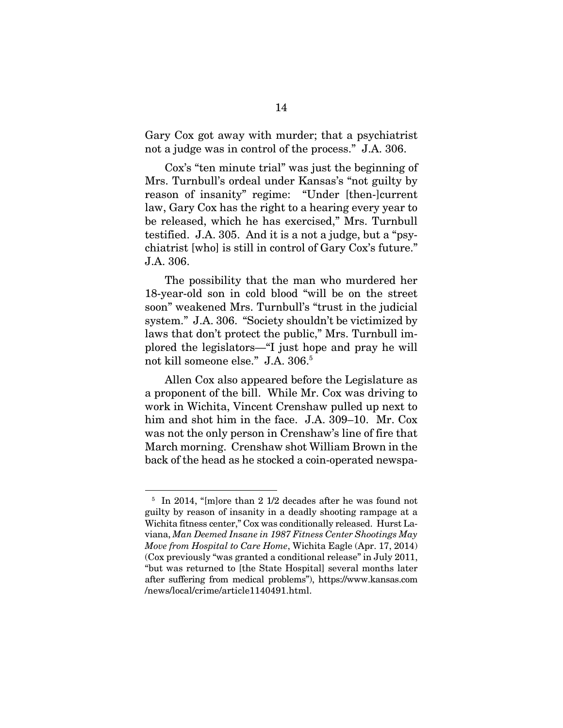Gary Cox got away with murder; that a psychiatrist not a judge was in control of the process." J.A. 306.

Cox's "ten minute trial" was just the beginning of Mrs. Turnbull's ordeal under Kansas's "not guilty by reason of insanity" regime: "Under [then-]current law, Gary Cox has the right to a hearing every year to be released, which he has exercised," Mrs. Turnbull testified. J.A. 305. And it is a not a judge, but a "psychiatrist [who] is still in control of Gary Cox's future." J.A. 306.

The possibility that the man who murdered her 18-year-old son in cold blood "will be on the street soon" weakened Mrs. Turnbull's "trust in the judicial system." J.A. 306. "Society shouldn't be victimized by laws that don't protect the public," Mrs. Turnbull implored the legislators—"I just hope and pray he will not kill someone else." J.A. 306.[5]

Allen Cox also appeared before the Legislature as a proponent of the bill. While Mr. Cox was driving to work in Wichita, Vincent Crenshaw pulled up next to him and shot him in the face. J.A. 309–10. Mr. Cox was not the only person in Crenshaw's line of fire that March morning. Crenshaw shot William Brown in the back of the head as he stocked a coin-operated newspa-

---

[5] In 2014, "[m]ore than 2 1/2 decades after he was found not guilty by reason of insanity in a deadly shooting rampage at a Wichita fitness center," Cox was conditionally released. Hurst Laviana, *Man Deemed Insane in 1987 Fitness Center Shootings May Move from Hospital to Care Home*, Wichita Eagle (Apr. 17, 2014) (Cox previously "was granted a conditional release" in July 2011, "but was returned to [the State Hospital] several months later after suffering from medical problems"), https://www.kansas.com/news/local/crime/article1140491.html.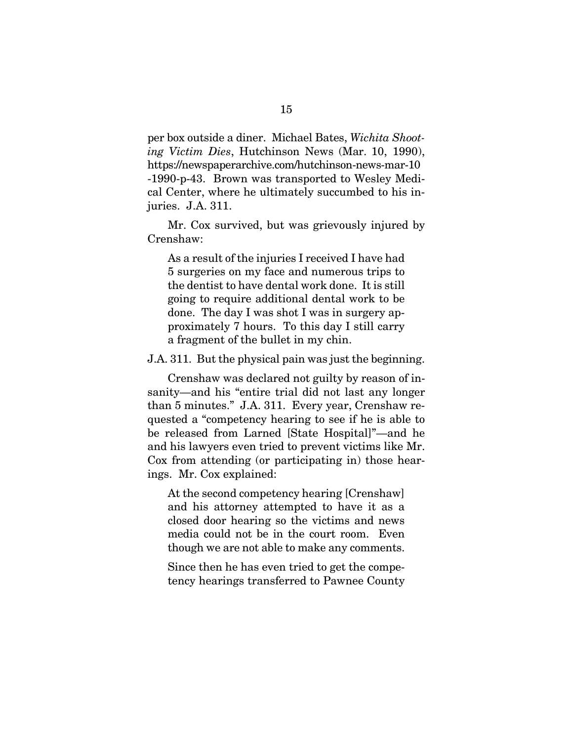per box outside a diner. Michael Bates, *Wichita Shooting Victim Dies*, Hutchinson News (Mar. 10, 1990), https://newspaperarchive.com/hutchinson-news-mar-10-1990-p-43. Brown was transported to Wesley Medical Center, where he ultimately succumbed to his injuries. J.A. 311.

Mr. Cox survived, but was grievously injured by Crenshaw:

> As a result of the injuries I received I have had 5 surgeries on my face and numerous trips to the dentist to have dental work done. It is still going to require additional dental work to be done. The day I was shot I was in surgery approximately 7 hours. To this day I still carry a fragment of the bullet in my chin.

J.A. 311. But the physical pain was just the beginning.

Crenshaw was declared not guilty by reason of insanity—and his "entire trial did not last any longer than 5 minutes." J.A. 311. Every year, Crenshaw requested a "competency hearing to see if he is able to be released from Larned [State Hospital]"—and he and his lawyers even tried to prevent victims like Mr. Cox from attending (or participating in) those hearings. Mr. Cox explained:

> At the second competency hearing [Crenshaw] and his attorney attempted to have it as a closed door hearing so the victims and news media could not be in the court room. Even though we are not able to make any comments.
>
> Since then he has even tried to get the competency hearings transferred to Pawnee County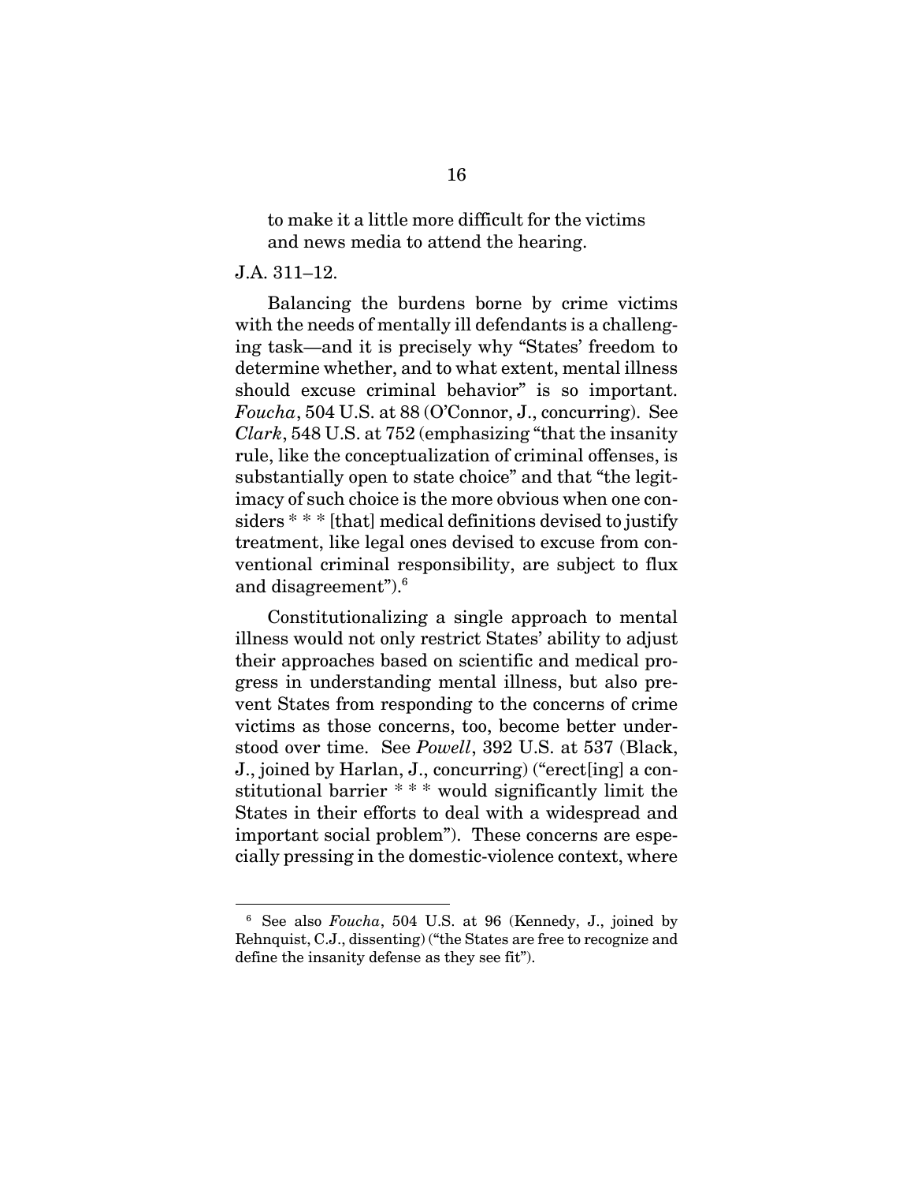> to make it a little more difficult for the victims and news media to attend the hearing.

J.A. 311–12.

Balancing the burdens borne by crime victims with the needs of mentally ill defendants is a challenging task—and it is precisely why "States' freedom to determine whether, and to what extent, mental illness should excuse criminal behavior" is so important. *Foucha*, 504 U.S. at 88 (O'Connor, J., concurring). See *Clark*, 548 U.S. at 752 (emphasizing "that the insanity rule, like the conceptualization of criminal offenses, is substantially open to state choice" and that "the legitimacy of such choice is the more obvious when one considers * * * [that] medical definitions devised to justify treatment, like legal ones devised to excuse from conventional criminal responsibility, are subject to flux and disagreement").[6]

Constitutionalizing a single approach to mental illness would not only restrict States' ability to adjust their approaches based on scientific and medical progress in understanding mental illness, but also prevent States from responding to the concerns of crime victims as those concerns, too, become better understood over time. See *Powell*, 392 U.S. at 537 (Black, J., joined by Harlan, J., concurring) ("erect[ing] a constitutional barrier * * * would significantly limit the States in their efforts to deal with a widespread and important social problem"). These concerns are especially pressing in the domestic-violence context, where

---

[6] See also *Foucha*, 504 U.S. at 96 (Kennedy, J., joined by Rehnquist, C.J., dissenting) ("the States are free to recognize and define the insanity defense as they see fit").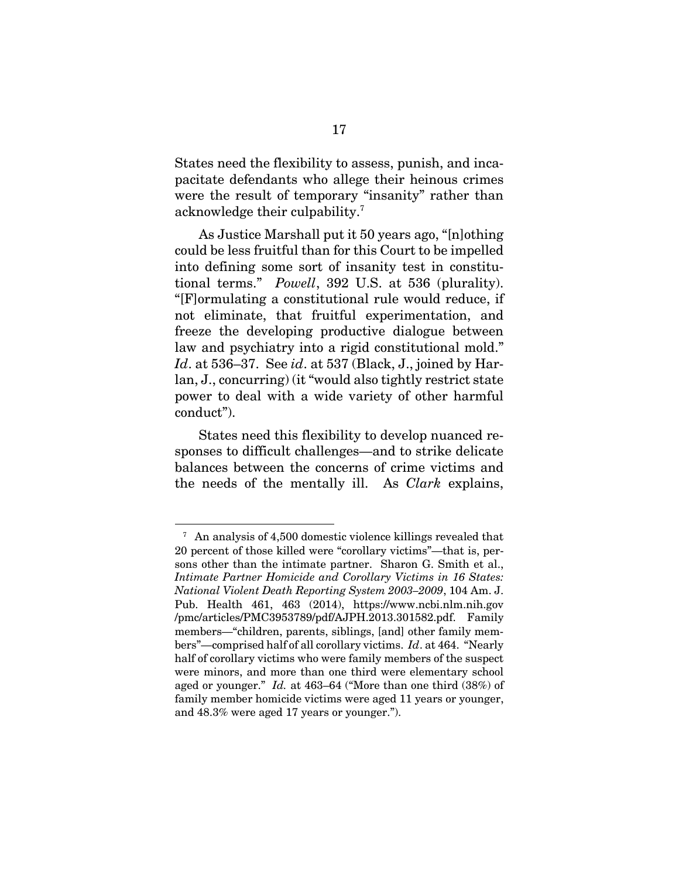States need the flexibility to assess, punish, and incapacitate defendants who allege their heinous crimes were the result of temporary "insanity" rather than acknowledge their culpability.[7]

As Justice Marshall put it 50 years ago, "[n]othing could be less fruitful than for this Court to be impelled into defining some sort of insanity test in constitutional terms." *Powell*, 392 U.S. at 536 (plurality). "[F]ormulating a constitutional rule would reduce, if not eliminate, that fruitful experimentation, and freeze the developing productive dialogue between law and psychiatry into a rigid constitutional mold." *Id*. at 536–37. See *id*. at 537 (Black, J., joined by Harlan, J., concurring) (it "would also tightly restrict state power to deal with a wide variety of other harmful conduct").

States need this flexibility to develop nuanced responses to difficult challenges—and to strike delicate balances between the concerns of crime victims and the needs of the mentally ill. As *Clark* explains,

---

[7] An analysis of 4,500 domestic violence killings revealed that 20 percent of those killed were "corollary victims"—that is, persons other than the intimate partner. Sharon G. Smith et al., *Intimate Partner Homicide and Corollary Victims in 16 States: National Violent Death Reporting System 2003–2009*, 104 Am. J. Pub. Health 461, 463 (2014), https://www.ncbi.nlm.nih.gov/pmc/articles/PMC3953789/pdf/AJPH.2013.301582.pdf. Family members—"children, parents, siblings, [and] other family members"—comprised half of all corollary victims. *Id*. at 464. "Nearly half of corollary victims who were family members of the suspect were minors, and more than one third were elementary school aged or younger." *Id.* at 463–64 ("More than one third (38%) of family member homicide victims were aged 11 years or younger, and 48.3% were aged 17 years or younger.").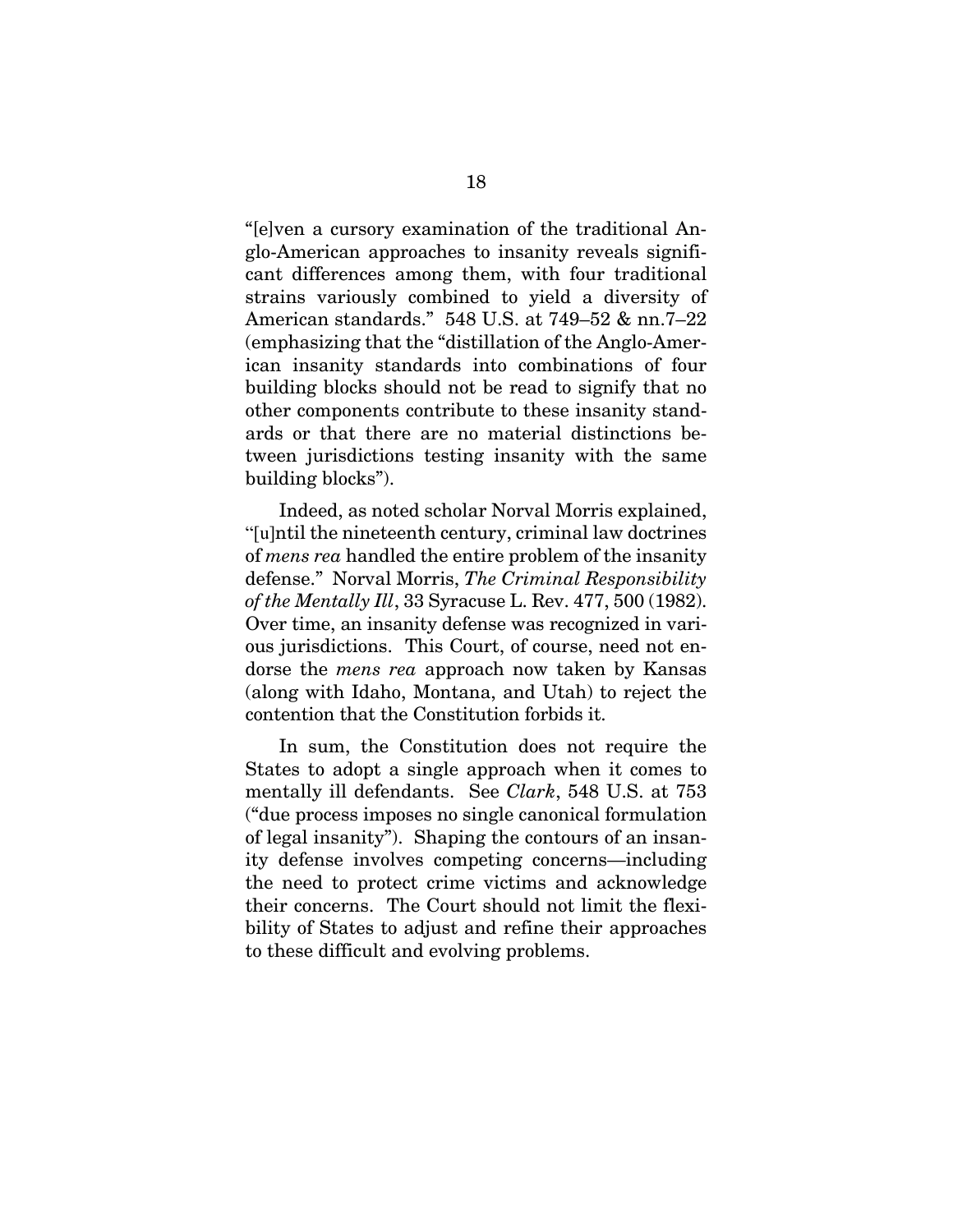"[e]ven a cursory examination of the traditional Anglo-American approaches to insanity reveals significant differences among them, with four traditional strains variously combined to yield a diversity of American standards." 548 U.S. at 749–52 & nn.7–22 (emphasizing that the "distillation of the Anglo-American insanity standards into combinations of four building blocks should not be read to signify that no other components contribute to these insanity standards or that there are no material distinctions between jurisdictions testing insanity with the same building blocks").

Indeed, as noted scholar Norval Morris explained, "[u]ntil the nineteenth century, criminal law doctrines of *mens rea* handled the entire problem of the insanity defense." Norval Morris, *The Criminal Responsibility of the Mentally Ill*, 33 Syracuse L. Rev. 477, 500 (1982). Over time, an insanity defense was recognized in various jurisdictions. This Court, of course, need not endorse the *mens rea* approach now taken by Kansas (along with Idaho, Montana, and Utah) to reject the contention that the Constitution forbids it.

In sum, the Constitution does not require the States to adopt a single approach when it comes to mentally ill defendants. See *Clark*, 548 U.S. at 753 ("due process imposes no single canonical formulation of legal insanity"). Shaping the contours of an insanity defense involves competing concerns—including the need to protect crime victims and acknowledge their concerns. The Court should not limit the flexibility of States to adjust and refine their approaches to these difficult and evolving problems.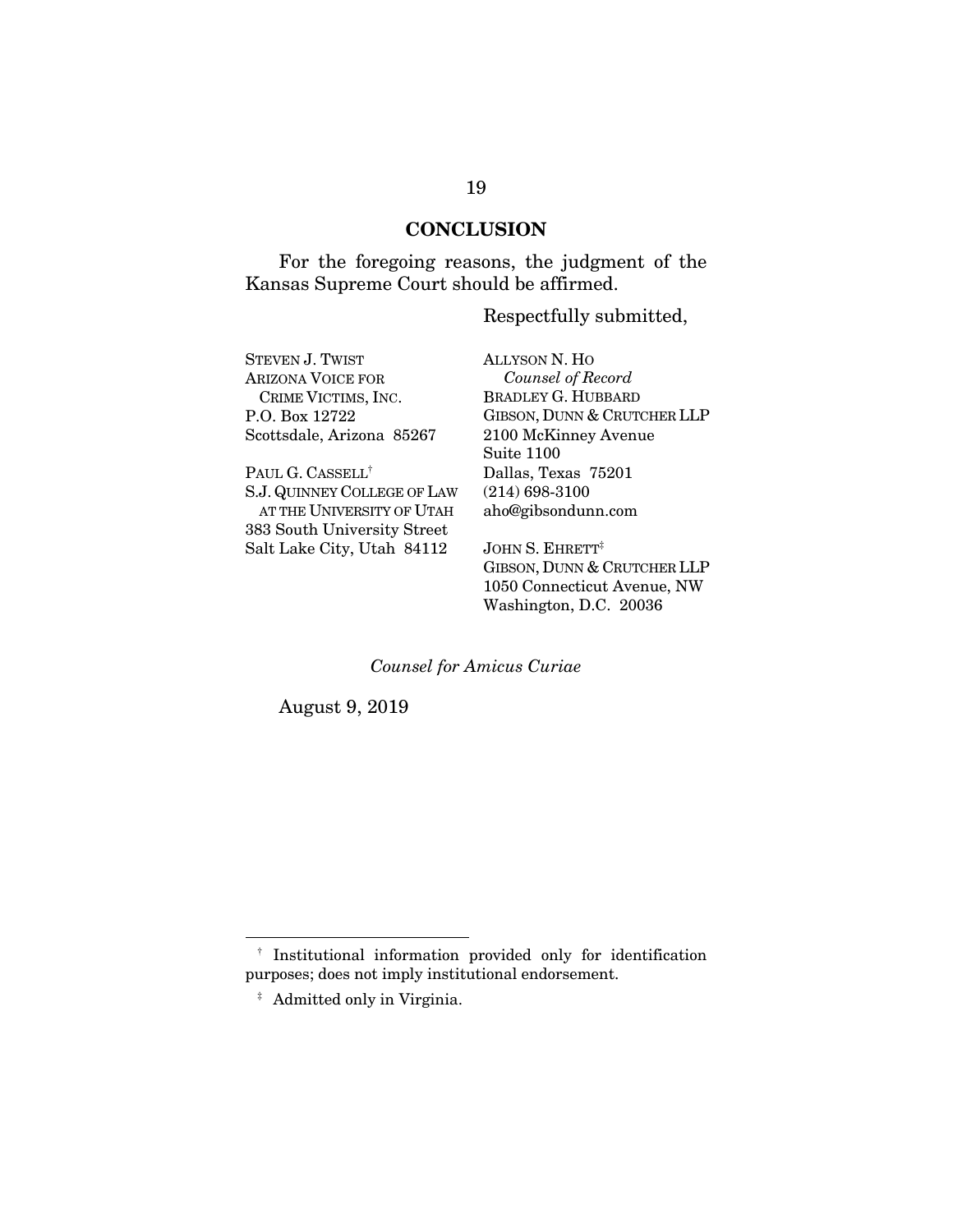## CONCLUSION

For the foregoing reasons, the judgment of the Kansas Supreme Court should be affirmed.

Respectfully submitted,

STEVEN J. TWIST
ARIZONA VOICE FOR CRIME VICTIMS, INC.
P.O. Box 12722
Scottsdale, Arizona 85267

PAUL G. CASSELL[†]
S.J. QUINNEY COLLEGE OF LAW AT THE UNIVERSITY OF UTAH
383 South University Street
Salt Lake City, Utah 84112

ALLYSON N. HO
*Counsel of Record*
BRADLEY G. HUBBARD
GIBSON, DUNN & CRUTCHER LLP
2100 McKinney Avenue
Suite 1100
Dallas, Texas 75201
(214) 698-3100
aho@gibsondunn.com

JOHN S. EHRETT[‡]
GIBSON, DUNN & CRUTCHER LLP
1050 Connecticut Avenue, NW
Washington, D.C. 20036

*Counsel for Amicus Curiae*

August 9, 2019

---

[†] Institutional information provided only for identification purposes; does not imply institutional endorsement.

[‡] Admitted only in Virginia.